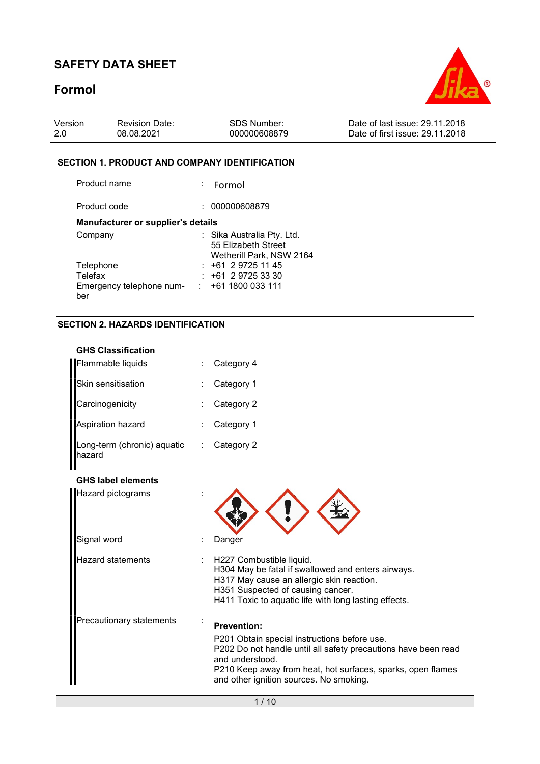# SAFETY DATA SHEET

## Formol

| Version | Revision Date: | SDS Number: | Date of last issue: 29.11.2018 |
|---|---|---|---|
| 2.0 | 08.08.2021 | 000000608879 | Date of first issue: 29.11.2018 |

### SECTION 1. PRODUCT AND COMPANY IDENTIFICATION

Product name : Formol

Product code : 000000608879

**Manufacturer or supplier's details**

Company : Sika Australia Pty. Ltd.
55 Elizabeth Street
Wetherill Park, NSW 2164

Telephone : +61 2 9725 11 45

Telefax : +61 2 9725 33 30

Emergency telephone number : +61 1800 033 111

### SECTION 2. HAZARDS IDENTIFICATION

**GHS Classification**

Flammable liquids : Category 4

Skin sensitisation : Category 1

Carcinogenicity : Category 2

Aspiration hazard : Category 1

Long-term (chronic) aquatic hazard : Category 2

**GHS label elements**

Hazard pictograms :

Signal word : Danger

Hazard statements :
H227 Combustible liquid.
H304 May be fatal if swallowed and enters airways.
H317 May cause an allergic skin reaction.
H351 Suspected of causing cancer.
H411 Toxic to aquatic life with long lasting effects.

Precautionary statements :

**Prevention:**

P201 Obtain special instructions before use.
P202 Do not handle until all safety precautions have been read and understood.
P210 Keep away from heat, hot surfaces, sparks, open flames and other ignition sources. No smoking.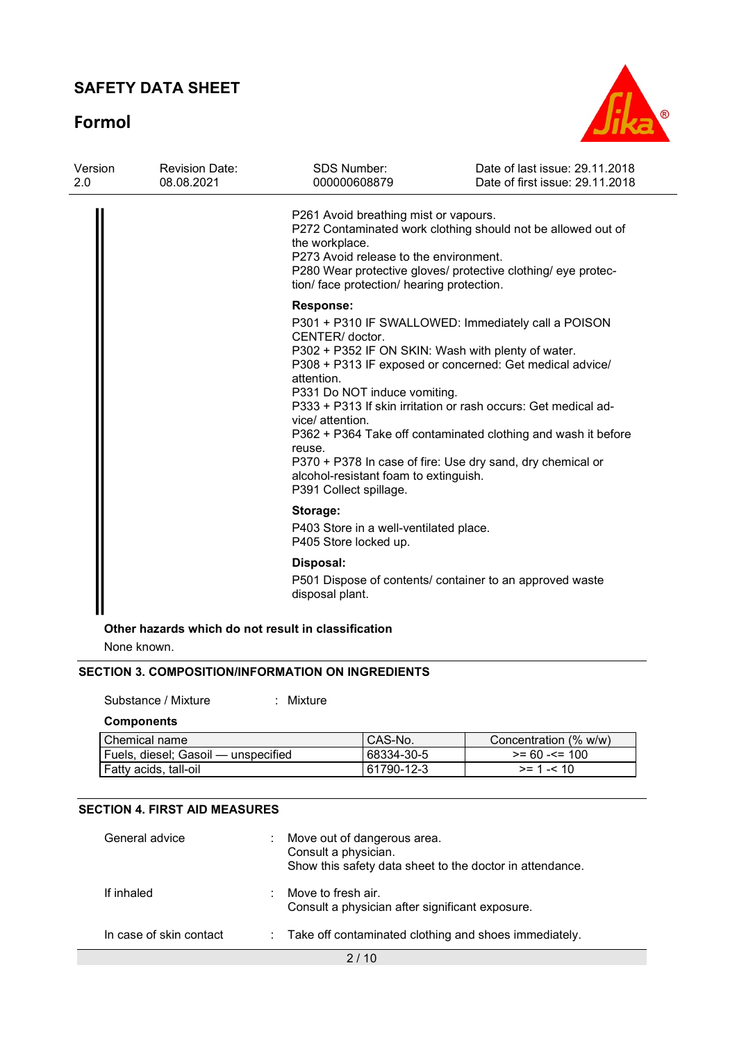P261 Avoid breathing mist or vapours.
P272 Contaminated work clothing should not be allowed out of the workplace.
P273 Avoid release to the environment.
P280 Wear protective gloves/ protective clothing/ eye protection/ face protection/ hearing protection.

**Response:**

P301 + P310 IF SWALLOWED: Immediately call a POISON CENTER/ doctor.
P302 + P352 IF ON SKIN: Wash with plenty of water.
P308 + P313 IF exposed or concerned: Get medical advice/ attention.
P331 Do NOT induce vomiting.
P333 + P313 If skin irritation or rash occurs: Get medical advice/ attention.
P362 + P364 Take off contaminated clothing and wash it before reuse.
P370 + P378 In case of fire: Use dry sand, dry chemical or alcohol-resistant foam to extinguish.
P391 Collect spillage.

**Storage:**

P403 Store in a well-ventilated place.
P405 Store locked up.

**Disposal:**

P501 Dispose of contents/ container to an approved waste disposal plant.

**Other hazards which do not result in classification**

None known.

## SECTION 3. COMPOSITION/INFORMATION ON INGREDIENTS

Substance / Mixture : Mixture

**Components**

| Chemical name | CAS-No. | Concentration (% w/w) |
|---|---|---|
| Fuels, diesel; Gasoil — unspecified | 68334-30-5 | >= 60 -<= 100 |
| Fatty acids, tall-oil | 61790-12-3 | >= 1 -< 10 |

## SECTION 4. FIRST AID MEASURES

General advice : Move out of dangerous area.
Consult a physician.
Show this safety data sheet to the doctor in attendance.

If inhaled : Move to fresh air.
Consult a physician after significant exposure.

In case of skin contact : Take off contaminated clothing and shoes immediately.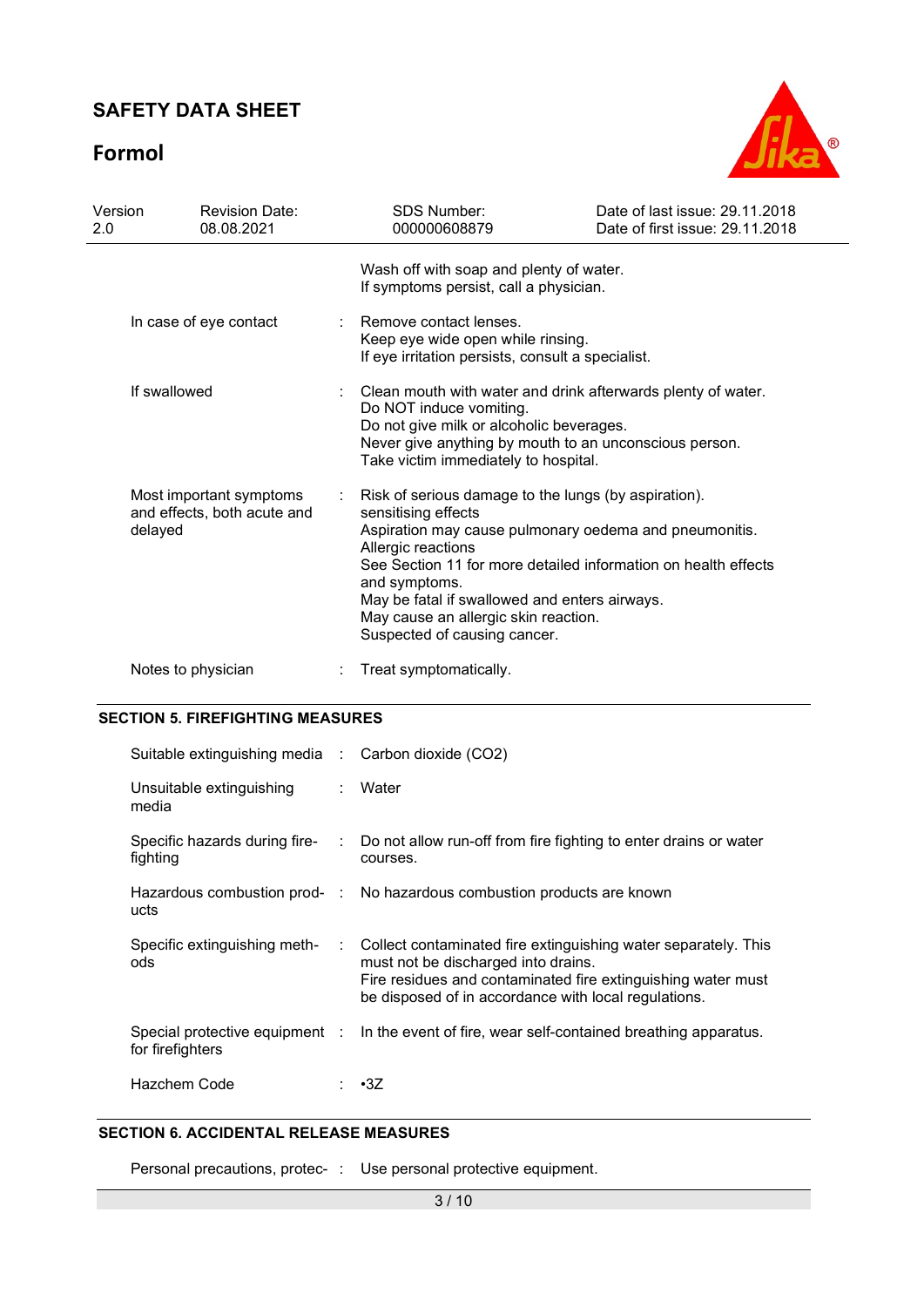| | | |
|---|---|---|
| | | Wash off with soap and plenty of water.<br>If symptoms persist, call a physician. |
| In case of eye contact | : | Remove contact lenses.<br>Keep eye wide open while rinsing.<br>If eye irritation persists, consult a specialist. |
| If swallowed | : | Clean mouth with water and drink afterwards plenty of water.<br>Do NOT induce vomiting.<br>Do not give milk or alcoholic beverages.<br>Never give anything by mouth to an unconscious person.<br>Take victim immediately to hospital. |
| Most important symptoms and effects, both acute and delayed | : | Risk of serious damage to the lungs (by aspiration).<br>sensitising effects<br>Aspiration may cause pulmonary oedema and pneumonitis.<br>Allergic reactions<br>See Section 11 for more detailed information on health effects and symptoms.<br>May be fatal if swallowed and enters airways.<br>May cause an allergic skin reaction.<br>Suspected of causing cancer. |
| Notes to physician | : | Treat symptomatically. |

## SECTION 5. FIREFIGHTING MEASURES

| | | |
|---|---|---|
| Suitable extinguishing media | : | Carbon dioxide ($CO_2$) |
| Unsuitable extinguishing media | : | Water |
| Specific hazards during fire-fighting | : | Do not allow run-off from fire fighting to enter drains or water courses. |
| Hazardous combustion products | : | No hazardous combustion products are known |
| Specific extinguishing methods | : | Collect contaminated fire extinguishing water separately. This must not be discharged into drains.<br>Fire residues and contaminated fire extinguishing water must be disposed of in accordance with local regulations. |
| Special protective equipment for firefighters | : | In the event of fire, wear self-contained breathing apparatus. |
| Hazchem Code | : | •3Z |

## SECTION 6. ACCIDENTAL RELEASE MEASURES

| | | |
|---|---|---|
| Personal precautions, protec- | : | Use personal protective equipment. |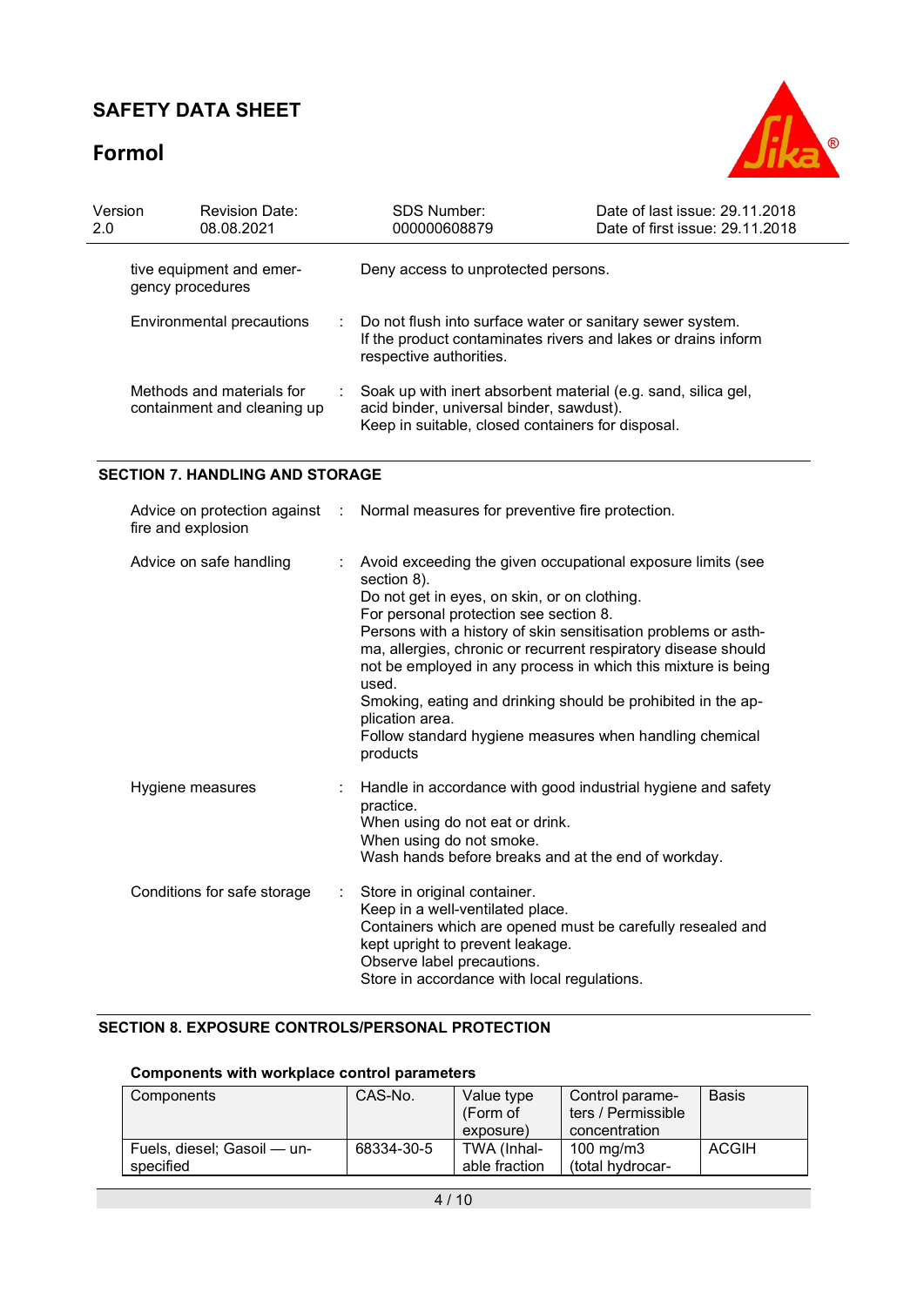| | | |
|---|---|---|
| tive equipment and emergency procedures | | Deny access to unprotected persons. |
| Environmental precautions | : | Do not flush into surface water or sanitary sewer system.<br>If the product contaminates rivers and lakes or drains inform respective authorities. |
| Methods and materials for containment and cleaning up | : | Soak up with inert absorbent material (e.g. sand, silica gel, acid binder, universal binder, sawdust).<br>Keep in suitable, closed containers for disposal. |

## SECTION 7. HANDLING AND STORAGE

| | | |
|---|---|---|
| Advice on protection against fire and explosion | : | Normal measures for preventive fire protection. |
| Advice on safe handling | : | Avoid exceeding the given occupational exposure limits (see section 8).<br>Do not get in eyes, on skin, or on clothing.<br>For personal protection see section 8.<br>Persons with a history of skin sensitisation problems or asthma, allergies, chronic or recurrent respiratory disease should not be employed in any process in which this mixture is being used.<br>Smoking, eating and drinking should be prohibited in the application area.<br>Follow standard hygiene measures when handling chemical products |
| Hygiene measures | : | Handle in accordance with good industrial hygiene and safety practice.<br>When using do not eat or drink.<br>When using do not smoke.<br>Wash hands before breaks and at the end of workday. |
| Conditions for safe storage | : | Store in original container.<br>Keep in a well-ventilated place.<br>Containers which are opened must be carefully resealed and kept upright to prevent leakage.<br>Observe label precautions.<br>Store in accordance with local regulations. |

## SECTION 8. EXPOSURE CONTROLS/PERSONAL PROTECTION

### Components with workplace control parameters

| Components | CAS-No. | Value type (Form of exposure) | Control parameters / Permissible concentration | Basis |
|---|---|---|---|---|
| Fuels, diesel; Gasoil — unspecified | 68334-30-5 | TWA (Inhalable fraction | 100 mg/m3 (total hydrocar- | ACGIH |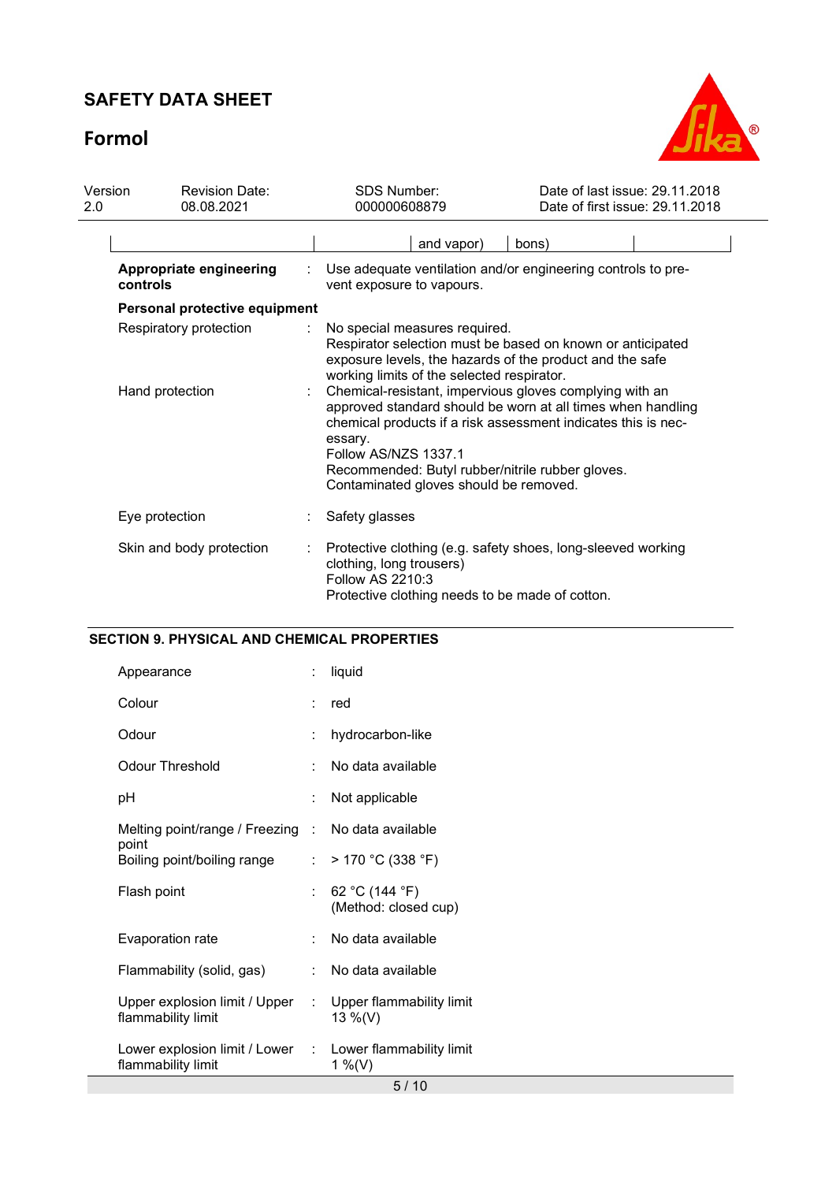| | | and vapor) | bons) | |
|---|---|---|---|---|

**Appropriate engineering controls** : Use adequate ventilation and/or engineering controls to prevent exposure to vapours.

**Personal protective equipment**

Respiratory protection : No special measures required.
Respirator selection must be based on known or anticipated exposure levels, the hazards of the product and the safe working limits of the selected respirator.

Hand protection : Chemical-resistant, impervious gloves complying with an approved standard should be worn at all times when handling chemical products if a risk assessment indicates this is necessary.
Follow AS/NZS 1337.1
Recommended: Butyl rubber/nitrile rubber gloves.
Contaminated gloves should be removed.

Eye protection : Safety glasses

Skin and body protection : Protective clothing (e.g. safety shoes, long-sleeved working clothing, long trousers)
Follow AS 2210:3
Protective clothing needs to be made of cotton.

## SECTION 9. PHYSICAL AND CHEMICAL PROPERTIES

| | | |
|---|---|---|
| Appearance | : | liquid |
| Colour | : | red |
| Odour | : | hydrocarbon-like |
| Odour Threshold | : | No data available |
| pH | : | Not applicable |
| Melting point/range / Freezing point | : | No data available |
| Boiling point/boiling range | : | > 170 °C (338 °F) |
| Flash point | : | 62 °C (144 °F) (Method: closed cup) |
| Evaporation rate | : | No data available |
| Flammability (solid, gas) | : | No data available |
| Upper explosion limit / Upper flammability limit | : | Upper flammability limit 13 %(V) |
| Lower explosion limit / Lower flammability limit | : | Lower flammability limit 1 %(V) |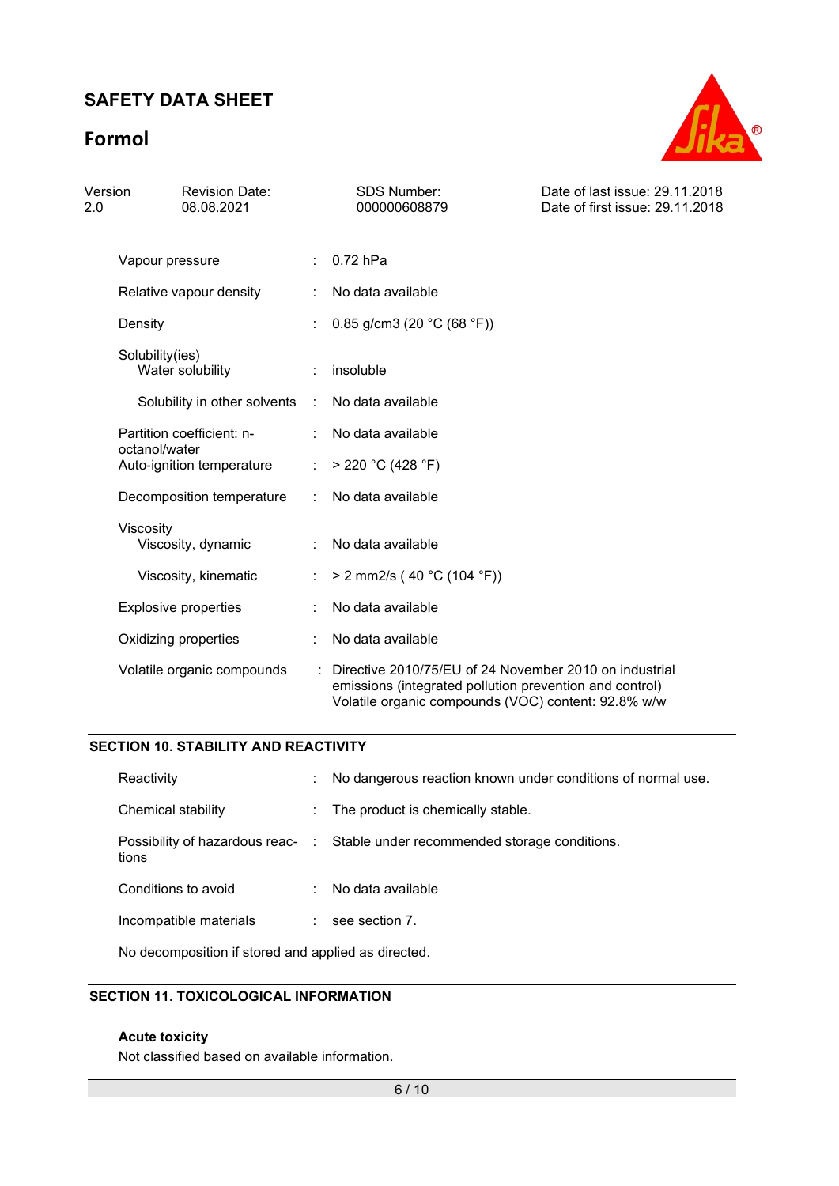| | | |
|---|---|---|
| Vapour pressure | : | 0.72 hPa |
| Relative vapour density | : | No data available |
| Density | : | 0.85 g/cm3 (20 °C (68 °F)) |
| Solubility(ies)<br>Water solubility | : | insoluble |
| Solubility in other solvents | : | No data available |
| Partition coefficient: n-octanol/water | : | No data available |
| Auto-ignition temperature | : | > 220 °C (428 °F) |
| Decomposition temperature | : | No data available |
| Viscosity<br>Viscosity, dynamic | : | No data available |
| Viscosity, kinematic | : | > 2 mm2/s ( 40 °C (104 °F)) |
| Explosive properties | : | No data available |
| Oxidizing properties | : | No data available |
| Volatile organic compounds | : | Directive 2010/75/EU of 24 November 2010 on industrial emissions (integrated pollution prevention and control)<br>Volatile organic compounds (VOC) content: 92.8% w/w |

## SECTION 10. STABILITY AND REACTIVITY

| | | |
|---|---|---|
| Reactivity | : | No dangerous reaction known under conditions of normal use. |
| Chemical stability | : | The product is chemically stable. |
| Possibility of hazardous reactions | : | Stable under recommended storage conditions. |
| Conditions to avoid | : | No data available |
| Incompatible materials | : | see section 7. |

No decomposition if stored and applied as directed.

## SECTION 11. TOXICOLOGICAL INFORMATION

**Acute toxicity**

Not classified based on available information.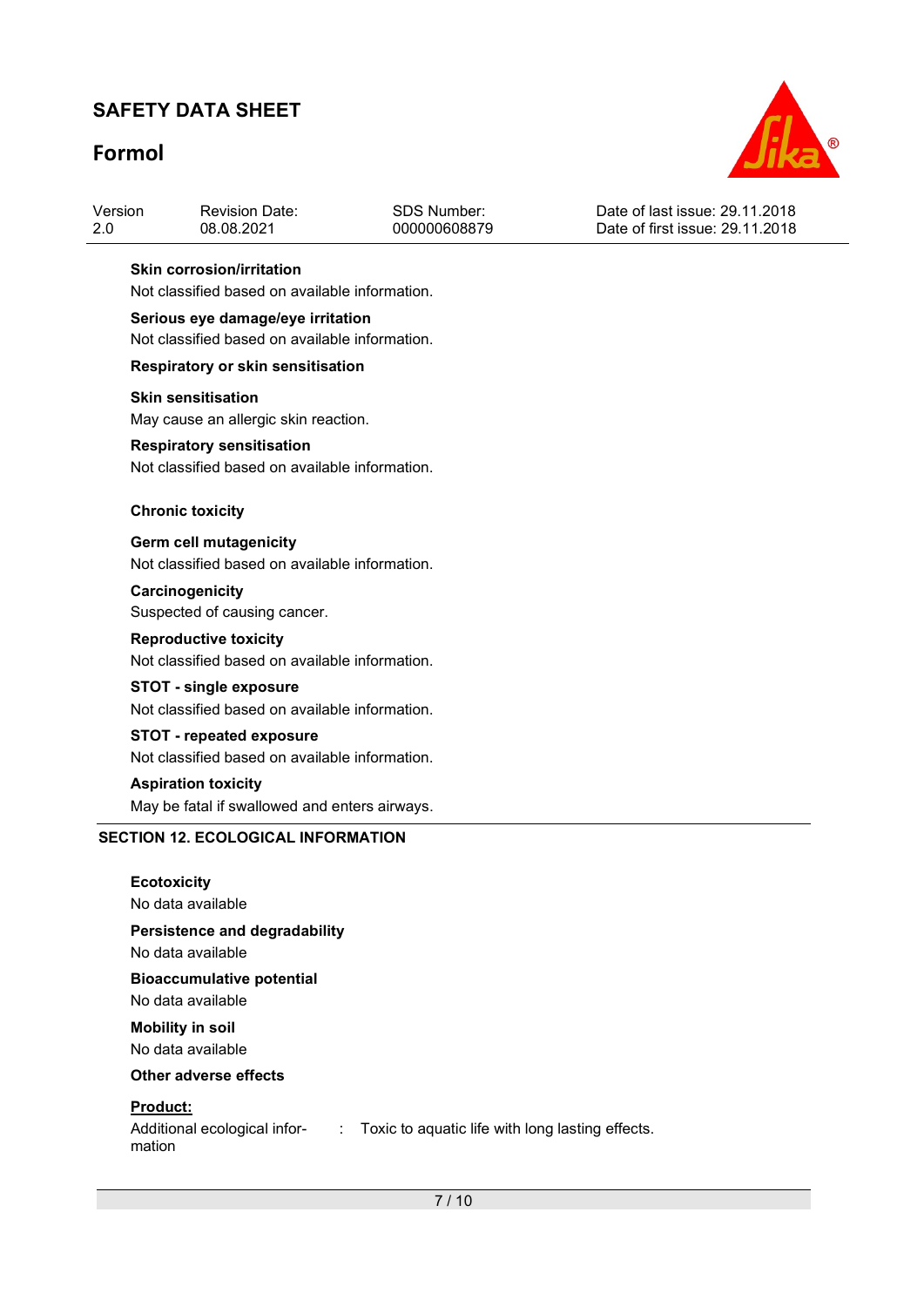**Skin corrosion/irritation**

Not classified based on available information.

**Serious eye damage/eye irritation**

Not classified based on available information.

**Respiratory or skin sensitisation**

**Skin sensitisation**

May cause an allergic skin reaction.

**Respiratory sensitisation**

Not classified based on available information.

**Chronic toxicity**

**Germ cell mutagenicity**

Not classified based on available information.

**Carcinogenicity**

Suspected of causing cancer.

**Reproductive toxicity**

Not classified based on available information.

**STOT - single exposure**

Not classified based on available information.

**STOT - repeated exposure**

Not classified based on available information.

**Aspiration toxicity**

May be fatal if swallowed and enters airways.

## SECTION 12. ECOLOGICAL INFORMATION

**Ecotoxicity**

No data available

**Persistence and degradability**

No data available

**Bioaccumulative potential**

No data available

**Mobility in soil**

No data available

**Other adverse effects**

**Product:**

Additional ecological information : Toxic to aquatic life with long lasting effects.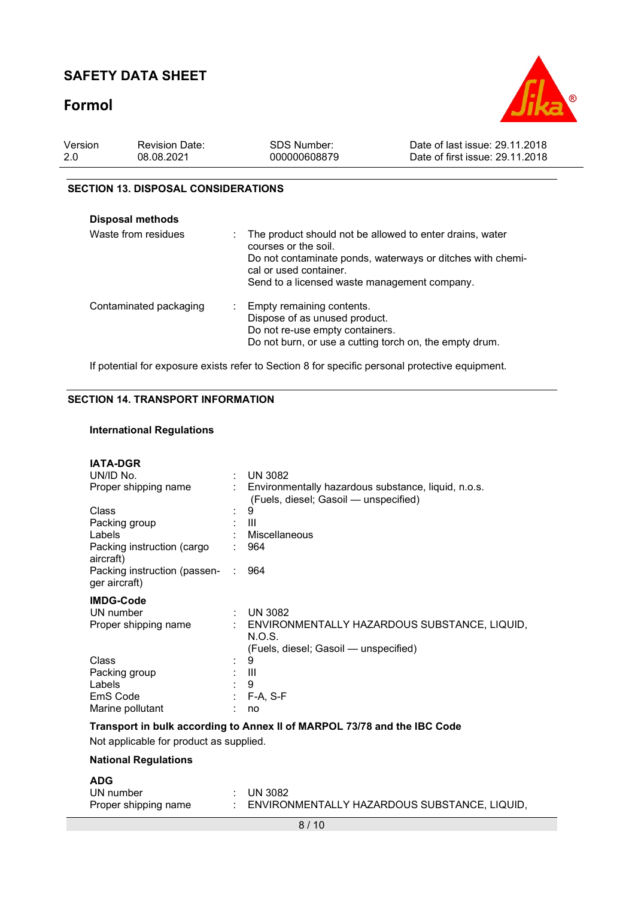## SECTION 13. DISPOSAL CONSIDERATIONS

**Disposal methods**

| | |
|---|---|
| Waste from residues | : The product should not be allowed to enter drains, water courses or the soil.<br>Do not contaminate ponds, waterways or ditches with chemical or used container.<br>Send to a licensed waste management company. |
| Contaminated packaging | : Empty remaining contents.<br>Dispose of as unused product.<br>Do not re-use empty containers.<br>Do not burn, or use a cutting torch on, the empty drum. |

If potential for exposure exists refer to Section 8 for specific personal protective equipment.

## SECTION 14. TRANSPORT INFORMATION

**International Regulations**

**IATA-DGR**

| | |
|---|---|
| UN/ID No. | : UN 3082 |
| Proper shipping name | : Environmentally hazardous substance, liquid, n.o.s. (Fuels, diesel; Gasoil — unspecified) |
| Class | : 9 |
| Packing group | : III |
| Labels | : Miscellaneous |
| Packing instruction (cargo aircraft) | : 964 |
| Packing instruction (passenger aircraft) | : 964 |

**IMDG-Code**

| | |
|---|---|
| UN number | : UN 3082 |
| Proper shipping name | : ENVIRONMENTALLY HAZARDOUS SUBSTANCE, LIQUID, N.O.S.<br>(Fuels, diesel; Gasoil — unspecified) |
| Class | : 9 |
| Packing group | : III |
| Labels | : 9 |
| EmS Code | : F-A, S-F |
| Marine pollutant | : no |

**Transport in bulk according to Annex II of MARPOL 73/78 and the IBC Code**

Not applicable for product as supplied.

**National Regulations**

**ADG**

| | |
|---|---|
| UN number | : UN 3082 |
| Proper shipping name | : ENVIRONMENTALLY HAZARDOUS SUBSTANCE, LIQUID, |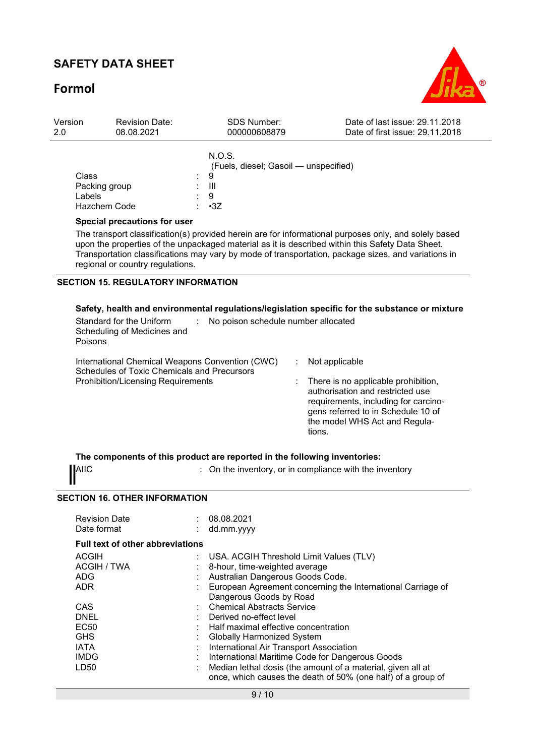| | | |
|---|---|---|
| | | N.O.S. (Fuels, diesel; Gasoil — unspecified) |
| Class | : | 9 |
| Packing group | : | III |
| Labels | : | 9 |
| Hazchem Code | : | •3Z |

**Special precautions for user**

The transport classification(s) provided herein are for informational purposes only, and solely based upon the properties of the unpackaged material as it is described within this Safety Data Sheet. Transportation classifications may vary by mode of transportation, package sizes, and variations in regional or country regulations.

## SECTION 15. REGULATORY INFORMATION

**Safety, health and environmental regulations/legislation specific for the substance or mixture**

| | | |
|---|---|---|
| Standard for the Uniform Scheduling of Medicines and Poisons | : | No poison schedule number allocated |
| International Chemical Weapons Convention (CWC) Schedules of Toxic Chemicals and Precursors | : | Not applicable |
| Prohibition/Licensing Requirements | : | There is no applicable prohibition, authorisation and restricted use requirements, including for carcinogens referred to in Schedule 10 of the model WHS Act and Regulations. |

**The components of this product are reported in the following inventories:**

| | | |
|---|---|---|
| AIIC | : | On the inventory, or in compliance with the inventory |

## SECTION 16. OTHER INFORMATION

| | | |
|---|---|---|
| Revision Date | : | 08.08.2021 |
| Date format | : | dd.mm.yyyy |

**Full text of other abbreviations**

| | | |
|---|---|---|
| ACGIH | : | USA. ACGIH Threshold Limit Values (TLV) |
| ACGIH / TWA | : | 8-hour, time-weighted average |
| ADG | : | Australian Dangerous Goods Code. |
| ADR | : | European Agreement concerning the International Carriage of Dangerous Goods by Road |
| CAS | : | Chemical Abstracts Service |
| DNEL | : | Derived no-effect level |
| EC50 | : | Half maximal effective concentration |
| GHS | : | Globally Harmonized System |
| IATA | : | International Air Transport Association |
| IMDG | : | International Maritime Code for Dangerous Goods |
| LD50 | : | Median lethal dosis (the amount of a material, given all at once, which causes the death of 50% (one half) of a group of |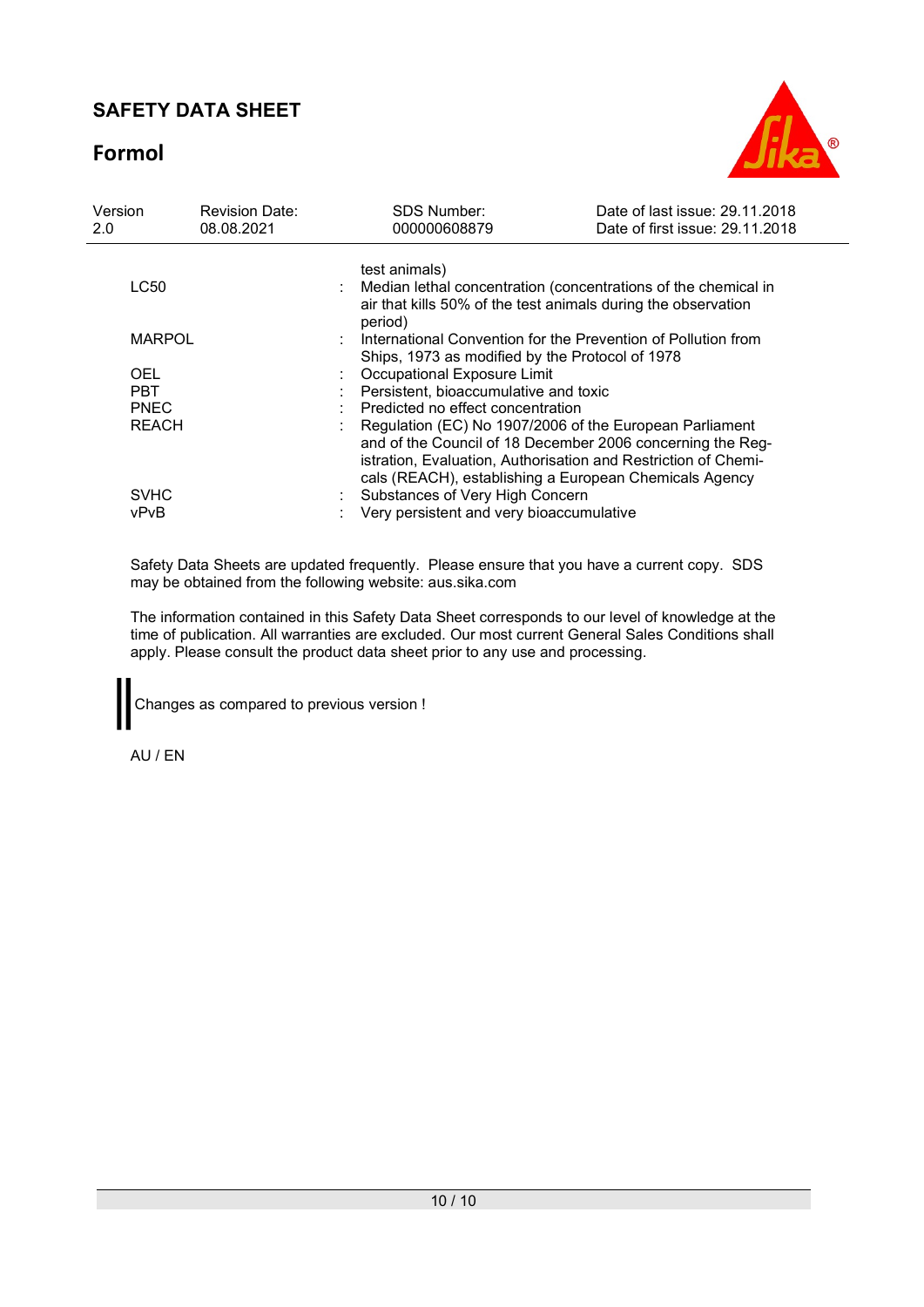| | | |
|---|---|---|
| | | test animals) |
| LC50 | : | Median lethal concentration (concentrations of the chemical in air that kills 50% of the test animals during the observation period) |
| MARPOL | : | International Convention for the Prevention of Pollution from Ships, 1973 as modified by the Protocol of 1978 |
| OEL | : | Occupational Exposure Limit |
| PBT | : | Persistent, bioaccumulative and toxic |
| PNEC | : | Predicted no effect concentration |
| REACH | : | Regulation (EC) No 1907/2006 of the European Parliament and of the Council of 18 December 2006 concerning the Registration, Evaluation, Authorisation and Restriction of Chemicals (REACH), establishing a European Chemicals Agency |
| SVHC | : | Substances of Very High Concern |
| vPvB | : | Very persistent and very bioaccumulative |

Safety Data Sheets are updated frequently. Please ensure that you have a current copy. SDS may be obtained from the following website: aus.sika.com

The information contained in this Safety Data Sheet corresponds to our level of knowledge at the time of publication. All warranties are excluded. Our most current General Sales Conditions shall apply. Please consult the product data sheet prior to any use and processing.

Changes as compared to previous version !

AU / EN